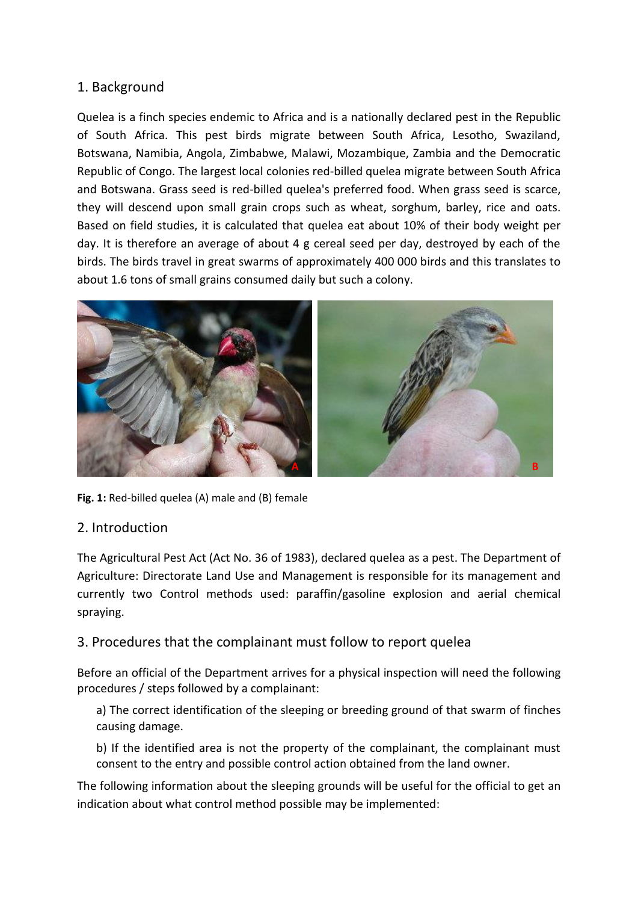## 1. Background

Quelea is a finch species endemic to Africa and is a nationally declared pest in the Republic of South Africa. This pest birds migrate between South Africa, Lesotho, Swaziland, Botswana, Namibia, Angola, Zimbabwe, Malawi, Mozambique, Zambia and the Democratic Republic of Congo. The largest local colonies red-billed quelea migrate between South Africa and Botswana. Grass seed is red-billed quelea's preferred food. When grass seed is scarce, they will descend upon small grain crops such as wheat, sorghum, barley, rice and oats. Based on field studies, it is calculated that quelea eat about 10% of their body weight per day. It is therefore an average of about 4 g cereal seed per day, destroyed by each of the birds. The birds travel in great swarms of approximately 400 000 birds and this translates to about 1.6 tons of small grains consumed daily but such a colony.

**Fig. 1:** Red-billed quelea (A) male and (B) female

## 2. Introduction

The Agricultural Pest Act (Act No. 36 of 1983), declared quelea as a pest. The Department of Agriculture: Directorate Land Use and Management is responsible for its management and currently two Control methods used: paraffin/gasoline explosion and aerial chemical spraying.

## 3. Procedures that the complainant must follow to report quelea

Before an official of the Department arrives for a physical inspection will need the following procedures / steps followed by a complainant:

a) The correct identification of the sleeping or breeding ground of that swarm of finches causing damage.

b) If the identified area is not the property of the complainant, the complainant must consent to the entry and possible control action obtained from the land owner.

The following information about the sleeping grounds will be useful for the official to get an indication about what control method possible may be implemented: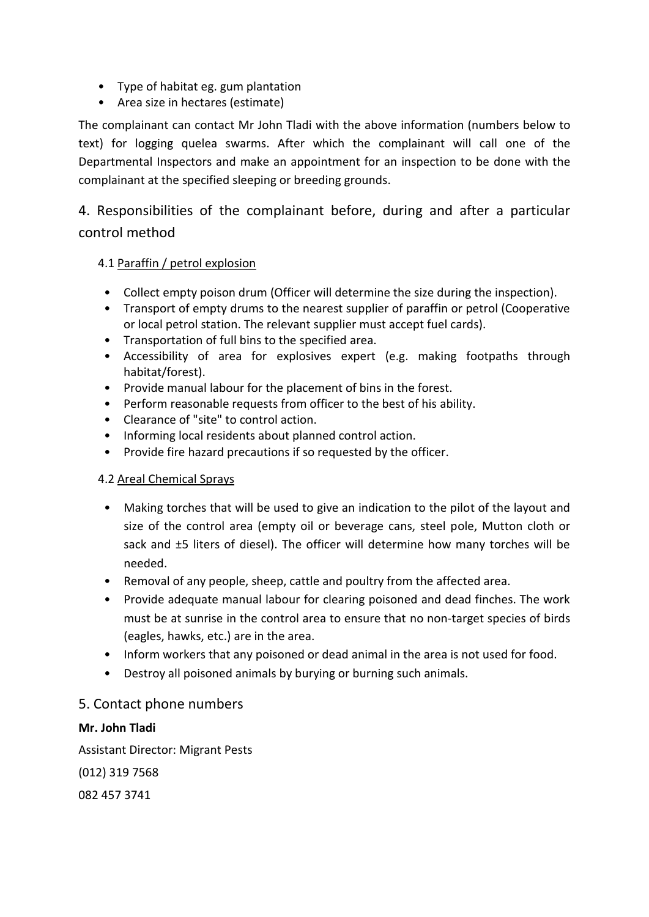- Type of habitat eg. gum plantation
- Area size in hectares (estimate)

The complainant can contact Mr John Tladi with the above information (numbers below to text) for logging quelea swarms. After which the complainant will call one of the Departmental Inspectors and make an appointment for an inspection to be done with the complainant at the specified sleeping or breeding grounds.

## 4. Responsibilities of the complainant before, during and after a particular control method

### 4.1 Paraffin / petrol explosion

- Collect empty poison drum (Officer will determine the size during the inspection).
- Transport of empty drums to the nearest supplier of paraffin or petrol (Cooperative or local petrol station. The relevant supplier must accept fuel cards).
- Transportation of full bins to the specified area.
- Accessibility of area for explosives expert (e.g. making footpaths through habitat/forest).
- Provide manual labour for the placement of bins in the forest.
- Perform reasonable requests from officer to the best of his ability.
- Clearance of "site" to control action.
- Informing local residents about planned control action.
- Provide fire hazard precautions if so requested by the officer.

### 4.2 Areal Chemical Sprays

- Making torches that will be used to give an indication to the pilot of the layout and size of the control area (empty oil or beverage cans, steel pole, Mutton cloth or sack and ±5 liters of diesel). The officer will determine how many torches will be needed.
- Removal of any people, sheep, cattle and poultry from the affected area.
- Provide adequate manual labour for clearing poisoned and dead finches. The work must be at sunrise in the control area to ensure that no non-target species of birds (eagles, hawks, etc.) are in the area.
- Inform workers that any poisoned or dead animal in the area is not used for food.
- Destroy all poisoned animals by burying or burning such animals.

## 5. Contact phone numbers

**Mr. John Tladi**

Assistant Director: Migrant Pests

(012) 319 7568

082 457 3741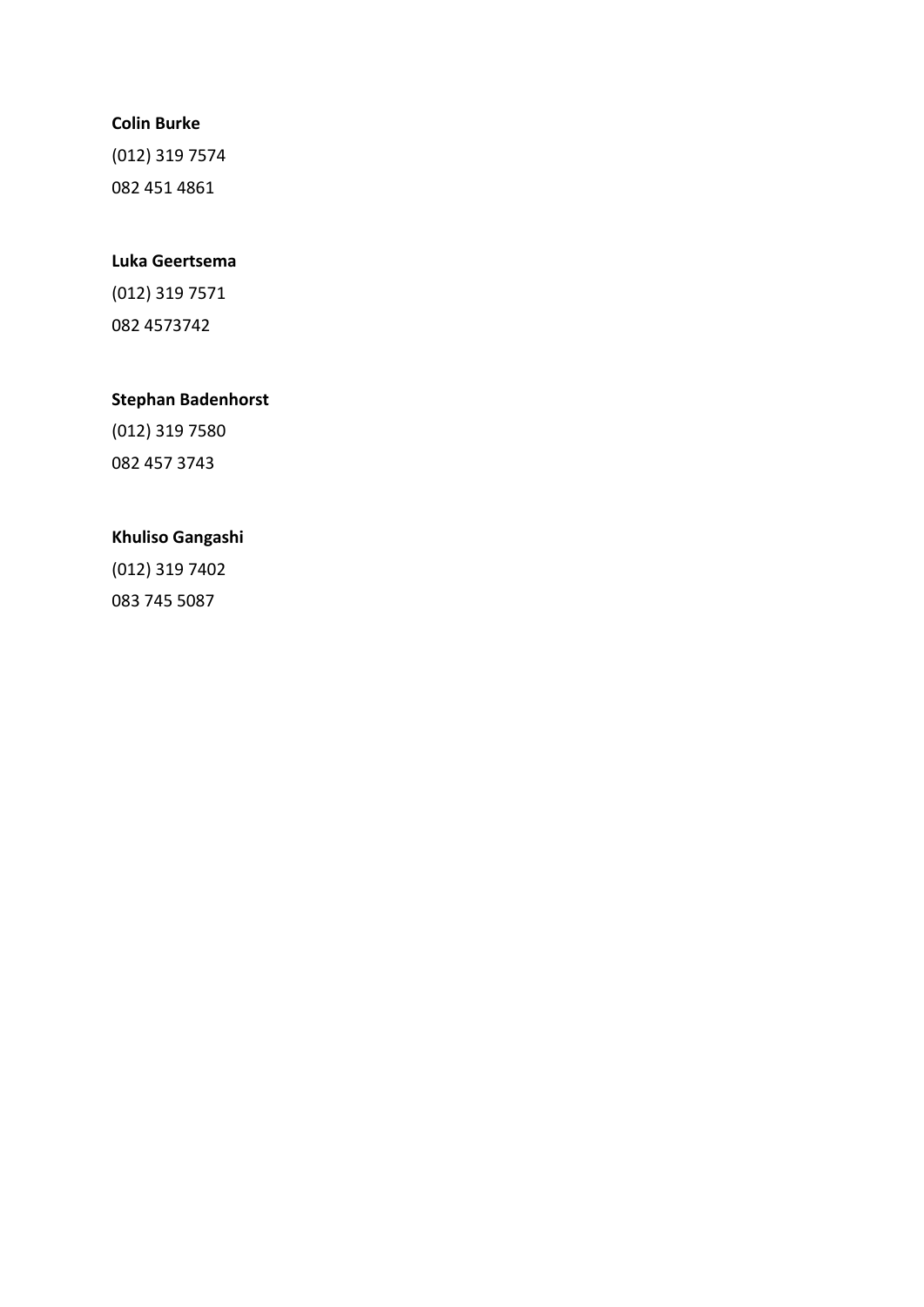**Colin Burke**

(012) 319 7574

082 451 4861

**Luka Geertsema**

(012) 319 7571

082 4573742

**Stephan Badenhorst**

(012) 319 7580

082 457 3743

**Khuliso Gangashi**

(012) 319 7402

083 745 5087